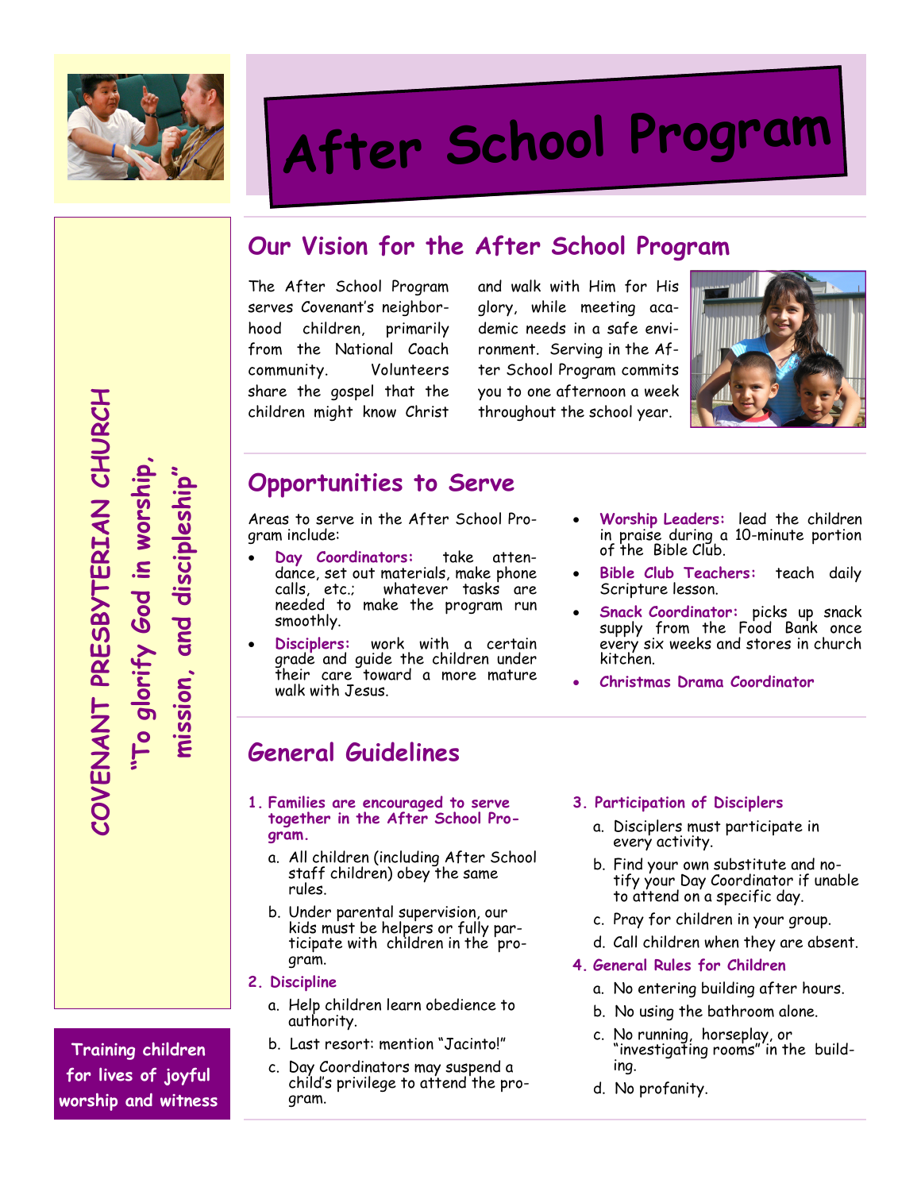# After School Program

**COVENANT PRESBYTERIAN CHURCH**

**"To glorify God in worship, mission, and discipleship"**

## Our Vision for the After School Program

The After School Program serves Covenant's neighborhood children, primarily from the National Coach community. Volunteers share the gospel that the children might know Christ and walk with Him for His glory, while meeting academic needs in a safe environment. Serving in the After School Program commits you to one afternoon a week throughout the school year.

## Opportunities to Serve

Areas to serve in the After School Program include:

- **Day Coordinators:** take attendance, set out materials, make phone calls, etc.; whatever tasks are needed to make the program run smoothly.
- **Disciplers:** work with a certain grade and guide the children under their care toward a more mature walk with Jesus.
- **Worship Leaders:** lead the children in praise during a 10-minute portion of the Bible Club.
- **Bible Club Teachers:** teach daily Scripture lesson.
- **Snack Coordinator:** picks up snack supply from the Food Bank once every six weeks and stores in church kitchen.
- **Christmas Drama Coordinator**

## General Guidelines

1. **Families are encouraged to serve together in the After School Program.**
   a. All children (including After School staff children) obey the same rules.
   b. Under parental supervision, our kids must be helpers or fully participate with children in the program.
2. **Discipline**
   a. Help children learn obedience to authority.
   b. Last resort: mention "Jacinto!"
   c. Day Coordinators may suspend a child's privilege to attend the program.
3. **Participation of Disciplers**
   a. Disciplers must participate in every activity.
   b. Find your own substitute and notify your Day Coordinator if unable to attend on a specific day.
   c. Pray for children in your group.
   d. Call children when they are absent.
4. **General Rules for Children**
   a. No entering building after hours.
   b. No using the bathroom alone.
   c. No running, horseplay, or "investigating rooms" in the building.
   d. No profanity.

**Training children for lives of joyful worship and witness**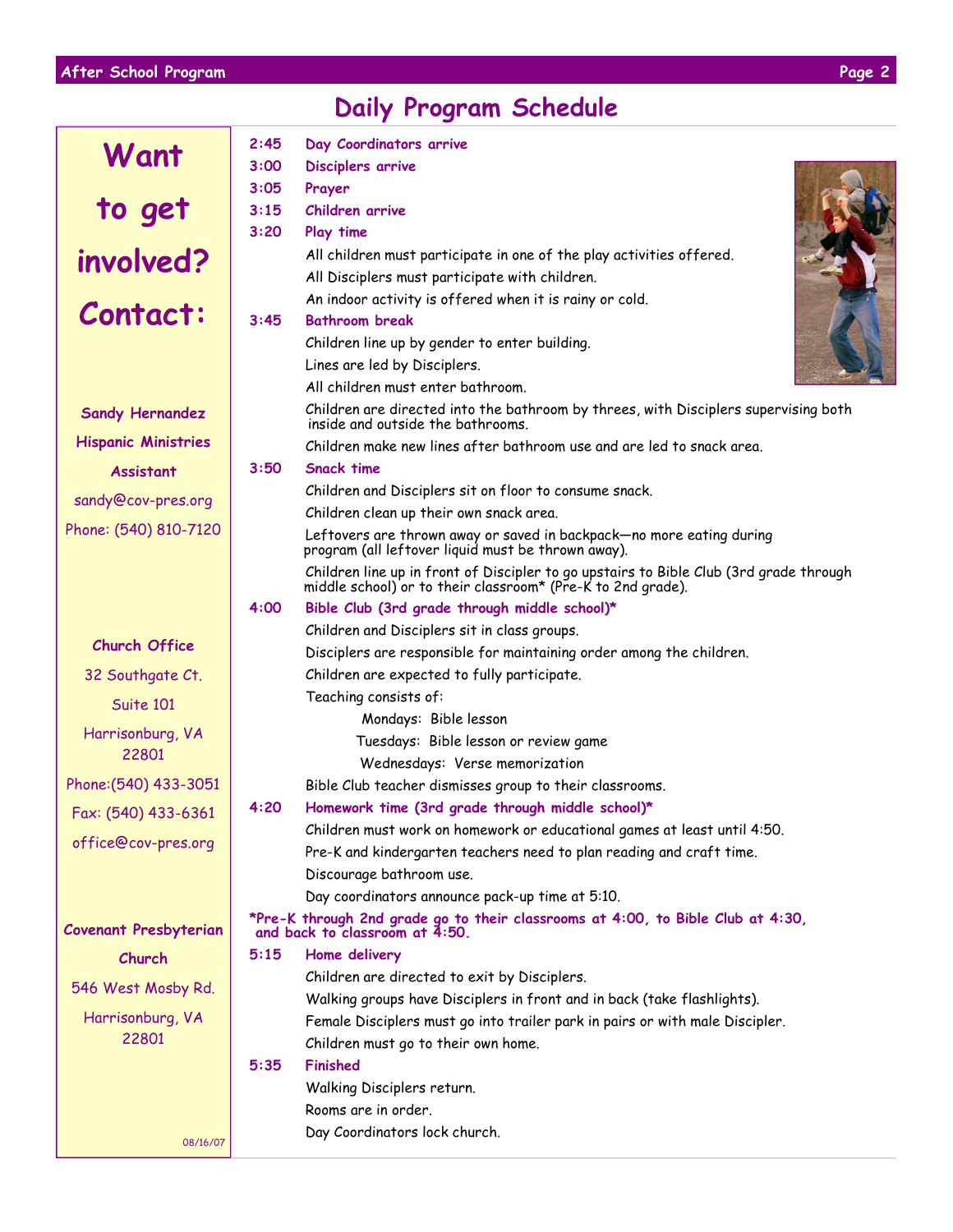# Daily Program Schedule

**Want to get involved? Contact:**

**Sandy Hernandez**
**Hispanic Ministries Assistant**
sandy@cov-pres.org
Phone: (540) 810-7120

**Church Office**
32 Southgate Ct.
Suite 101
Harrisonburg, VA 22801
Phone:(540) 433-3051
Fax: (540) 433-6361
office@cov-pres.org

**Covenant Presbyterian Church**
546 West Mosby Rd.
Harrisonburg, VA 22801

08/16/07

**2:45 Day Coordinators arrive**

**3:00 Disciplers arrive**

**3:05 Prayer**

**3:15 Children arrive**

**3:20 Play time**

All children must participate in one of the play activities offered.

All Disciplers must participate with children.

An indoor activity is offered when it is rainy or cold.

**3:45 Bathroom break**

Children line up by gender to enter building.

Lines are led by Disciplers.

All children must enter bathroom.

Children are directed into the bathroom by threes, with Disciplers supervising both inside and outside the bathrooms.

Children make new lines after bathroom use and are led to snack area.

**3:50 Snack time**

Children and Disciplers sit on floor to consume snack.

Children clean up their own snack area.

Leftovers are thrown away or saved in backpack—no more eating during program (all leftover liquid must be thrown away).

Children line up in front of Discipler to go upstairs to Bible Club (3rd grade through middle school) or to their classroom* (Pre-K to 2nd grade).

**4:00 Bible Club (3rd grade through middle school)***

Children and Disciplers sit in class groups.

Disciplers are responsible for maintaining order among the children.

Children are expected to fully participate.

Teaching consists of:

- Mondays: Bible lesson
- Tuesdays: Bible lesson or review game
- Wednesdays: Verse memorization

Bible Club teacher dismisses group to their classrooms.

**4:20 Homework time (3rd grade through middle school)***

Children must work on homework or educational games at least until 4:50.

Pre-K and kindergarten teachers need to plan reading and craft time.

Discourage bathroom use.

Day coordinators announce pack-up time at 5:10.

***Pre-K through 2nd grade go to their classrooms at 4:00, to Bible Club at 4:30, and back to classroom at 4:50.**

**5:15 Home delivery**

Children are directed to exit by Disciplers.

Walking groups have Disciplers in front and in back (take flashlights).

Female Disciplers must go into trailer park in pairs or with male Discipler.

Children must go to their own home.

**5:35 Finished**

Walking Disciplers return.

Rooms are in order.

Day Coordinators lock church.